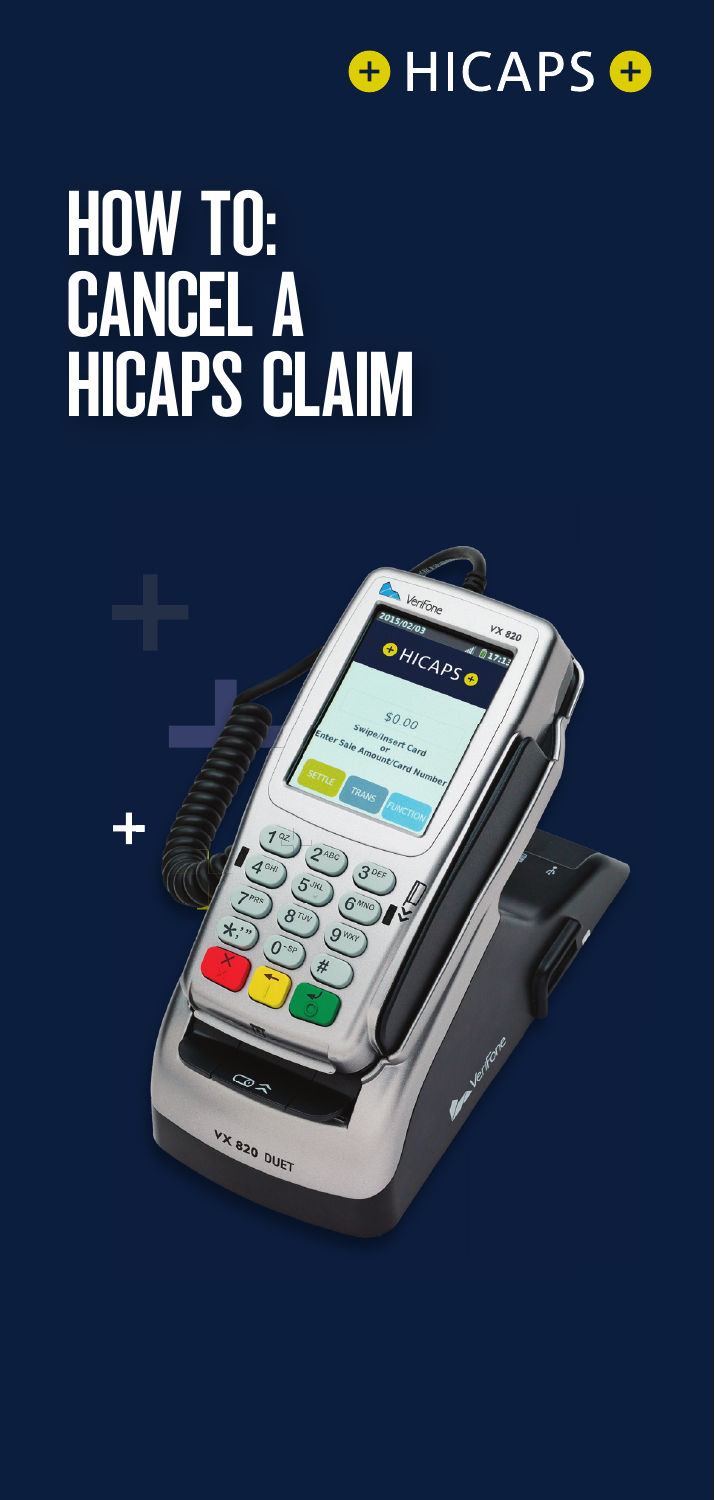HICAPS

# HOW TO: CANCEL A HICAPS CLAIM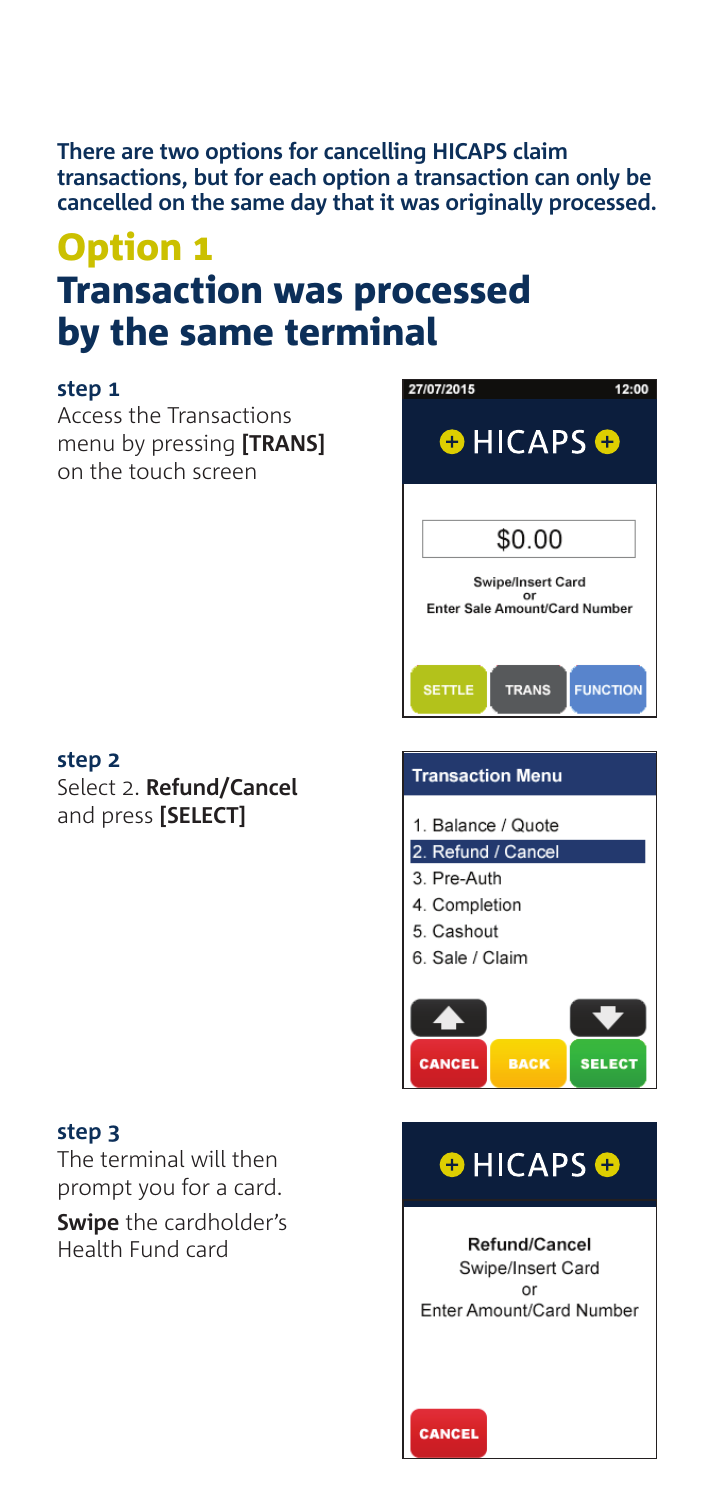**There are two options for cancelling HICAPS claim transactions, but for each option a transaction can only be cancelled on the same day that it was originally processed.**

# Option 1
# Transaction was processed by the same terminal

**step 1**

Access the Transactions menu by pressing **[TRANS]** on the touch screen

27/07/2015 12:00

HICAPS

$0.00

Swipe/Insert Card
or
Enter Sale Amount/Card Number

SETTLE TRANS FUNCTION

**step 2**

Select 2. **Refund/Cancel** and press **[SELECT]**

Transaction Menu

1. Balance / Quote
2. Refund / Cancel
3. Pre-Auth
4. Completion
5. Cashout
6. Sale / Claim

CANCEL BACK SELECT

**step 3**

The terminal will then prompt you for a card.

**Swipe** the cardholder's Health Fund card

HICAPS

Refund/Cancel
Swipe/Insert Card
or
Enter Amount/Card Number

CANCEL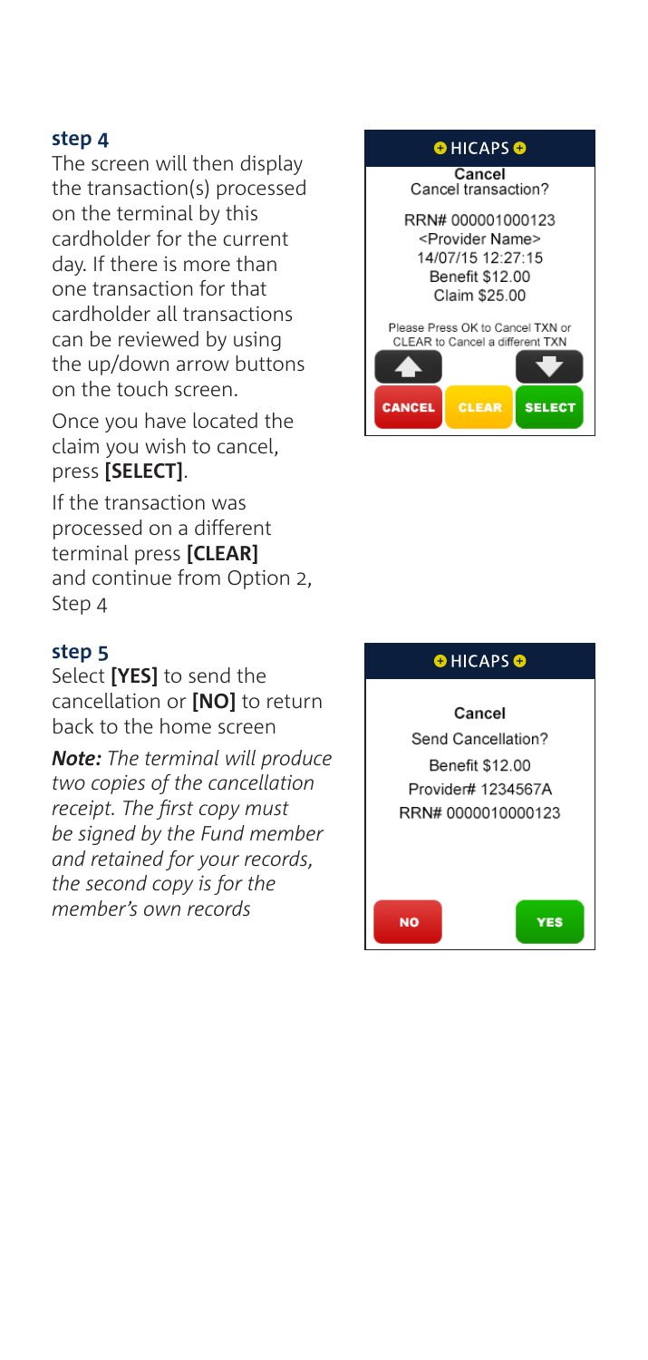### step 4

The screen will then display the transaction(s) processed on the terminal by this cardholder for the current day. If there is more than one transaction for that cardholder all transactions can be reviewed by using the up/down arrow buttons on the touch screen.

Once you have located the claim you wish to cancel, press **[SELECT]**.

If the transaction was processed on a different terminal press **[CLEAR]** and continue from Option 2, Step 4

HICAPS

Cancel
Cancel transaction?

RRN# 000001000123
<Provider Name>
14/07/15 12:27:15
Benefit $12.00
Claim $25.00

Please Press OK to Cancel TXN or CLEAR to Cancel a different TXN

CANCEL CLEAR SELECT

### step 5

Select **[YES]** to send the cancellation or **[NO]** to return back to the home screen

***Note:*** *The terminal will produce two copies of the cancellation receipt. The first copy must be signed by the Fund member and retained for your records, the second copy is for the member's own records*

HICAPS

Cancel
Send Cancellation?
Benefit $12.00
Provider# 1234567A
RRN# 0000010000123

NO YES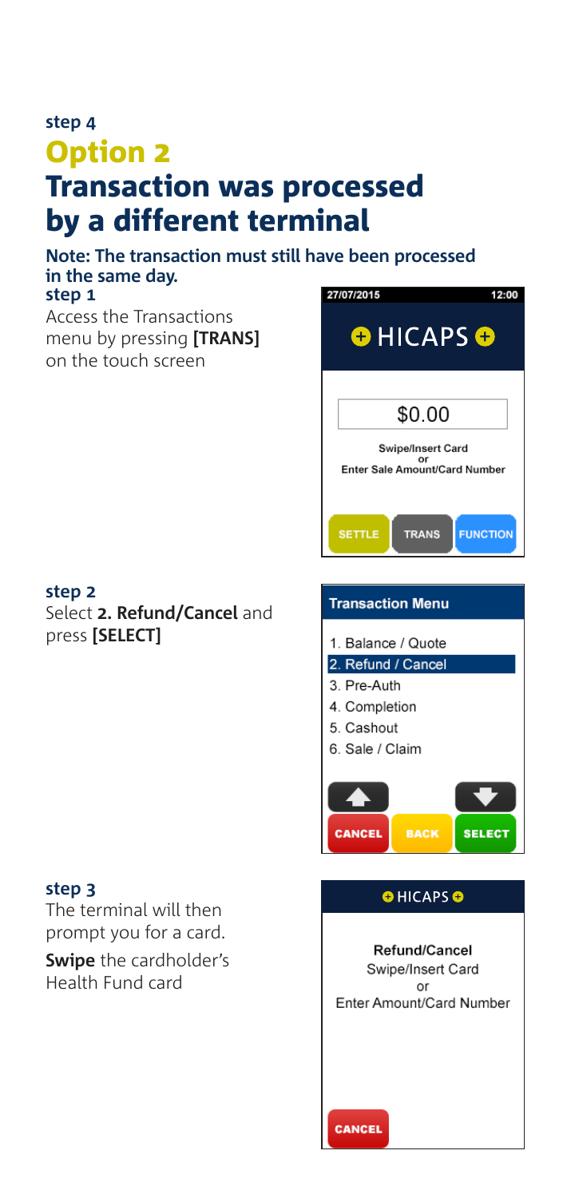**step 4**

# Option 2

# Transaction was processed by a different terminal

**Note: The transaction must still have been processed in the same day.**

**step 1**

Access the Transactions menu by pressing **[TRANS]** on the touch screen

27/07/2015 12:00

HICAPS

$0.00

Swipe/Insert Card
or
Enter Sale Amount/Card Number

SETTLE TRANS FUNCTION

**step 2**

Select **2. Refund/Cancel** and press **[SELECT]**

Transaction Menu

1. Balance / Quote
2. Refund / Cancel
3. Pre-Auth
4. Completion
5. Cashout
6. Sale / Claim

CANCEL BACK SELECT

**step 3**

The terminal will then prompt you for a card.

**Swipe** the cardholder's Health Fund card

HICAPS

Refund/Cancel
Swipe/Insert Card
or
Enter Amount/Card Number

CANCEL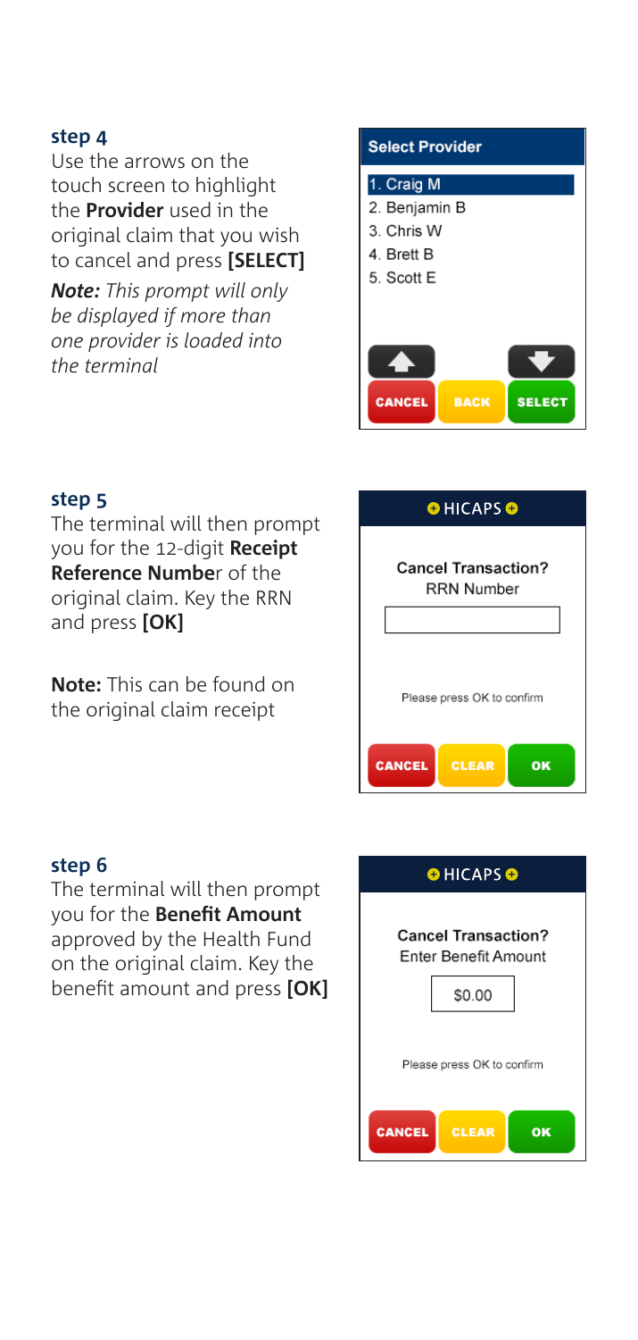### step 4

Use the arrows on the touch screen to highlight the **Provider** used in the original claim that you wish to cancel and press **[SELECT]**

***Note:*** *This prompt will only be displayed if more than one provider is loaded into the terminal*

**Select Provider**

1. Craig M
2. Benjamin B
3. Chris W
4. Brett B
5. Scott E

CANCEL | BACK | SELECT

### step 5

The terminal will then prompt you for the 12-digit **Receipt Reference Numbe**r of the original claim. Key the RRN and press **[OK]**

**Note:** This can be found on the original claim receipt

HICAPS

**Cancel Transaction?**
RRN Number

Please press OK to confirm

CANCEL | CLEAR | OK

### step 6

The terminal will then prompt you for the **Benefit Amount** approved by the Health Fund on the original claim. Key the benefit amount and press **[OK]**

HICAPS

**Cancel Transaction?**
Enter Benefit Amount

$0.00

Please press OK to confirm

CANCEL | CLEAR | OK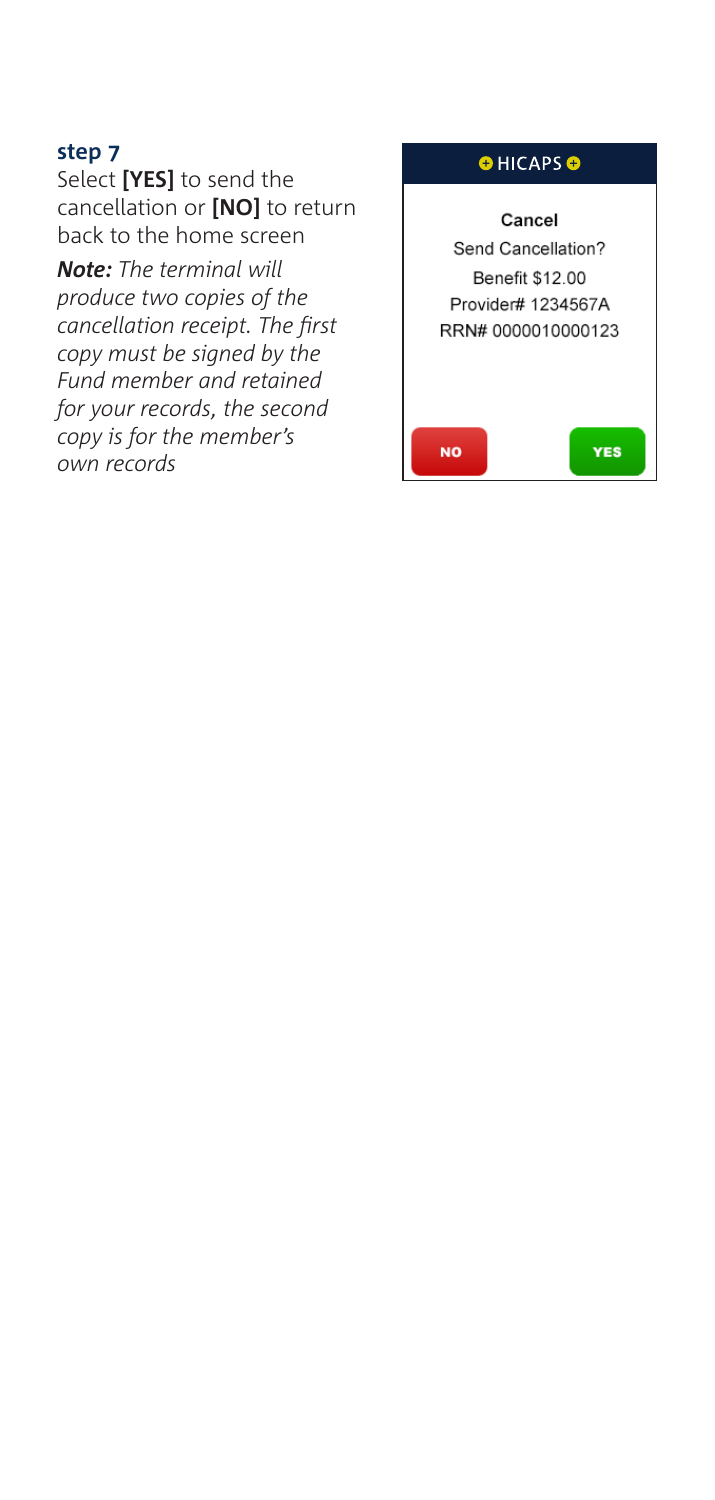### step 7

Select **[YES]** to send the cancellation or **[NO]** to return back to the home screen

***Note:*** *The terminal will produce two copies of the cancellation receipt. The first copy must be signed by the Fund member and retained for your records, the second copy is for the member's own records*

**HICAPS**

Cancel

Send Cancellation?

Benefit $12.00

Provider# 1234567A

RRN# 0000010000123

NO YES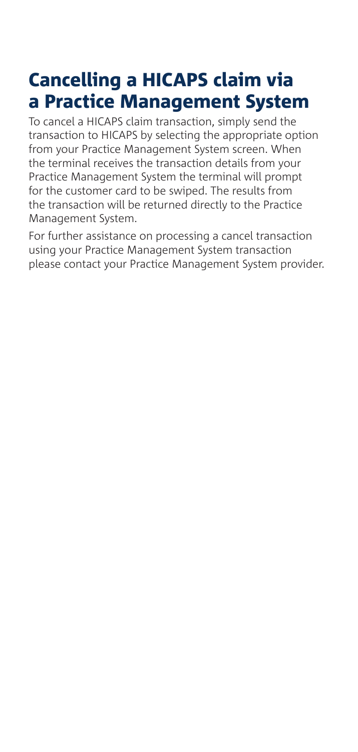# Cancelling a HICAPS claim via a Practice Management System

To cancel a HICAPS claim transaction, simply send the transaction to HICAPS by selecting the appropriate option from your Practice Management System screen. When the terminal receives the transaction details from your Practice Management System the terminal will prompt for the customer card to be swiped. The results from the transaction will be returned directly to the Practice Management System.

For further assistance on processing a cancel transaction using your Practice Management System transaction please contact your Practice Management System provider.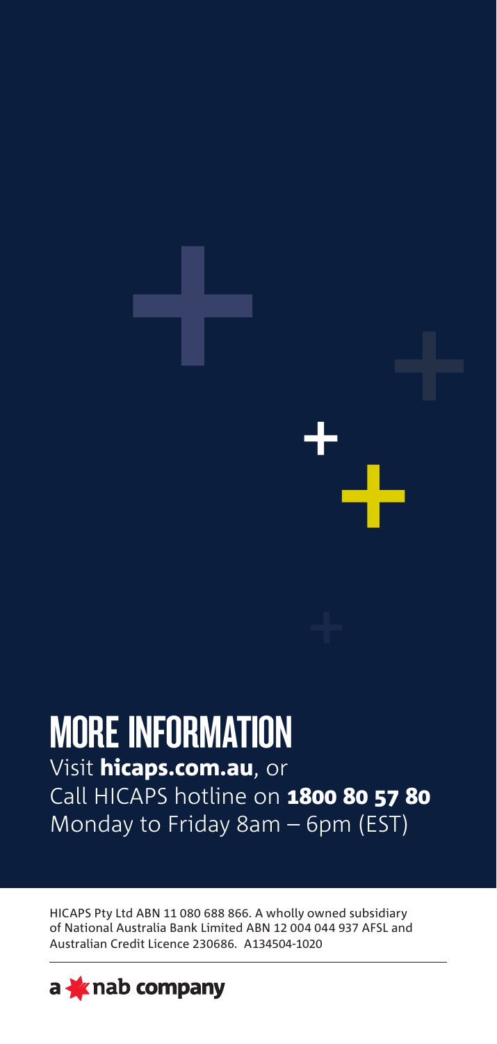# MORE INFORMATION

Visit **hicaps.com.au**, or
Call HICAPS hotline on **1800 80 57 80**
Monday to Friday 8am – 6pm (EST)

HICAPS Pty Ltd ABN 11 080 688 866. A wholly owned subsidiary of National Australia Bank Limited ABN 12 004 044 937 AFSL and Australian Credit Licence 230686. A134504-1020

a nab company